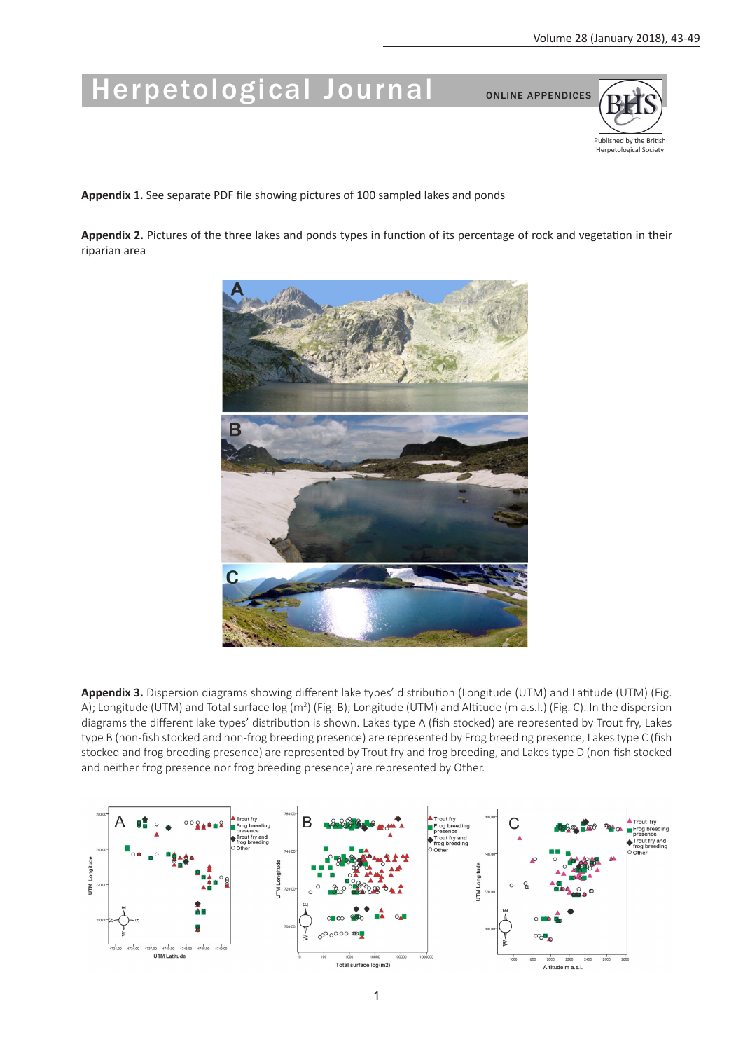# Herpetological Journal

ONLINE APPENDICES

Published by the British Herpetological Society

**Appendix 1.** See separate PDF file showing pictures of 100 sampled lakes and ponds

**Appendix 2.** Pictures of the three lakes and ponds types in function of its percentage of rock and vegetation in their riparian area

**Appendix 3.** Dispersion diagrams showing different lake types' distribution (Longitude (UTM) and Latitude (UTM) (Fig. A); Longitude (UTM) and Total surface log (m$^2$) (Fig. B); Longitude (UTM) and Altitude (m a.s.l.) (Fig. C). In the dispersion diagrams the different lake types' distribution is shown. Lakes type A (fish stocked) are represented by Trout fry, Lakes type B (non-fish stocked and non-frog breeding presence) are represented by Frog breeding presence, Lakes type C (fish stocked and frog breeding presence) are represented by Trout fry and frog breeding, and Lakes type D (non-fish stocked and neither frog presence nor frog breeding presence) are represented by Other.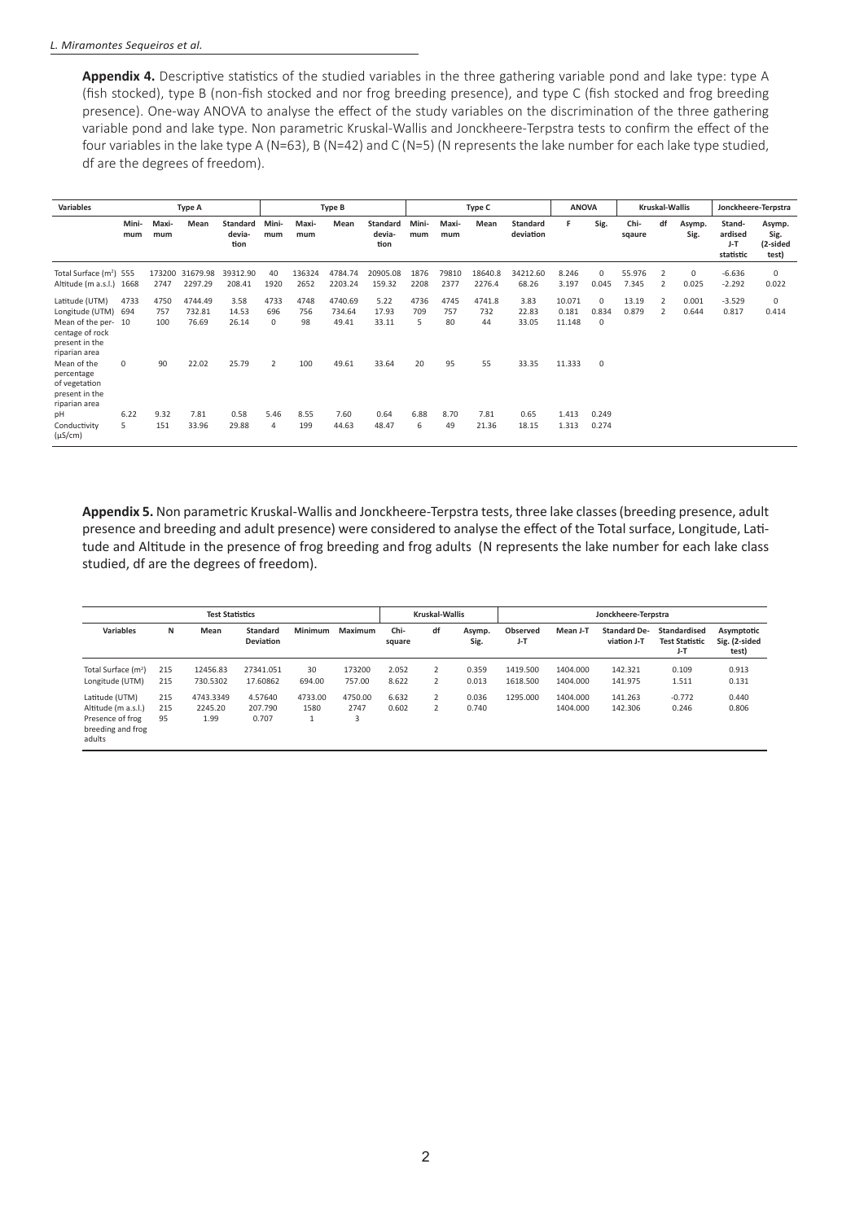**Appendix 4.** Descriptive statistics of the studied variables in the three gathering variable pond and lake type: type A (fish stocked), type B (non-fish stocked and nor frog breeding presence), and type C (fish stocked and frog breeding presence). One-way ANOVA to analyse the effect of the study variables on the discrimination of the three gathering variable pond and lake type. Non parametric Kruskal-Wallis and Jonckheere-Terpstra tests to confirm the effect of the four variables in the lake type A (N=63), B (N=42) and C (N=5) (N represents the lake number for each lake type studied, df are the degrees of freedom).

| Variables | Type A | | | | Type B | | | | Type C | | | | ANOVA | | Kruskal-Wallis | | | Jonckheere-Terpstra | |
|---|---|---|---|---|---|---|---|---|---|---|---|---|---|---|---|---|---|---|---|
| | Minimum | Maximum | Mean | Standard deviation | Minimum | Maximum | Mean | Standard deviation | Minimum | Maximum | Mean | Standard deviation | F | Sig. | Chi-sqaure | df | Asymp. Sig. | Standardised J-T statistic | Asymp. Sig. (2-sided test) |
| Total Surface ($m^2$) | 555 | 173200 | 31679.98 | 39312.90 | 40 | 136324 | 4784.74 | 20905.08 | 1876 | 79810 | 18640.8 | 34212.60 | 8.246 | 0 | 55.976 | 2 | 0 | -6.636 | 0 |
| Altitude (m a.s.l.) | 1668 | 2747 | 2297.29 | 208.41 | 1920 | 2652 | 2203.24 | 159.32 | 2208 | 2377 | 2276.4 | 68.26 | 3.197 | 0.045 | 7.345 | 2 | 0.025 | -2.292 | 0.022 |
| Latitude (UTM) | 4733 | 4750 | 4744.49 | 3.58 | 4733 | 4748 | 4740.69 | 5.22 | 4736 | 4745 | 4741.8 | 3.83 | 10.071 | 0 | 13.19 | 2 | 0.001 | -3.529 | 0 |
| Longitude (UTM) | 694 | 757 | 732.81 | 14.53 | 696 | 756 | 734.64 | 17.93 | 709 | 757 | 732 | 22.83 | 0.181 | 0.834 | 0.879 | 2 | 0.644 | 0.817 | 0.414 |
| Mean of the percentage of rock present in the riparian area | 10 | 100 | 76.69 | 26.14 | 0 | 98 | 49.41 | 33.11 | 5 | 80 | 44 | 33.05 | 11.148 | 0 | | | | | |
| Mean of the percentage of vegetation present in the riparian area | 0 | 90 | 22.02 | 25.79 | 2 | 100 | 49.61 | 33.64 | 20 | 95 | 55 | 33.35 | 11.333 | 0 | | | | | |
| pH | 6.22 | 9.32 | 7.81 | 0.58 | 5.46 | 8.55 | 7.60 | 0.64 | 6.88 | 8.70 | 7.81 | 0.65 | 1.413 | 0.249 | | | | | |
| Conductivity (µS/cm) | 5 | 151 | 33.96 | 29.88 | 4 | 199 | 44.63 | 48.47 | 6 | 49 | 21.36 | 18.15 | 1.313 | 0.274 | | | | | |

**Appendix 5.** Non parametric Kruskal-Wallis and Jonckheere-Terpstra tests, three lake classes (breeding presence, adult presence and breeding and adult presence) were considered to analyse the effect of the Total surface, Longitude, Latitude and Altitude in the presence of frog breeding and frog adults (N represents the lake number for each lake class studied, df are the degrees of freedom).

| Test Statistics | | | | | | Kruskal-Wallis | | | Jonckheere-Terpstra | | | | |
|---|---|---|---|---|---|---|---|---|---|---|---|---|---|
| Variables | N | Mean | Standard Deviation | Minimum | Maximum | Chi-square | df | Asymp. Sig. | Observed J-T | Mean J-T | Standard Deviation J-T | Standardised Test Statistic J-T | Asymptotic Sig. (2-sided test) |
| Total Surface ($m^2$) | 215 | 12456.83 | 27341.051 | 30 | 173200 | 2.052 | 2 | 0.359 | 1419.500 | 1404.000 | 142.321 | 0.109 | 0.913 |
| Longitude (UTM) | 215 | 730.5302 | 17.60862 | 694.00 | 757.00 | 8.622 | 2 | 0.013 | 1618.500 | 1404.000 | 141.975 | 1.511 | 0.131 |
| Latitude (UTM) | 215 | 4743.3349 | 4.57640 | 4733.00 | 4750.00 | 6.632 | 2 | 0.036 | 1295.000 | 1404.000 | 141.263 | -0.772 | 0.440 |
| Altitude (m a.s.l.) | 215 | 2245.20 | 207.790 | 1580 | 2747 | 0.602 | 2 | 0.740 | | 1404.000 | 142.306 | 0.246 | 0.806 |
| Presence of frog breeding and frog adults | 95 | 1.99 | 0.707 | 1 | 3 | | | | | | | | |